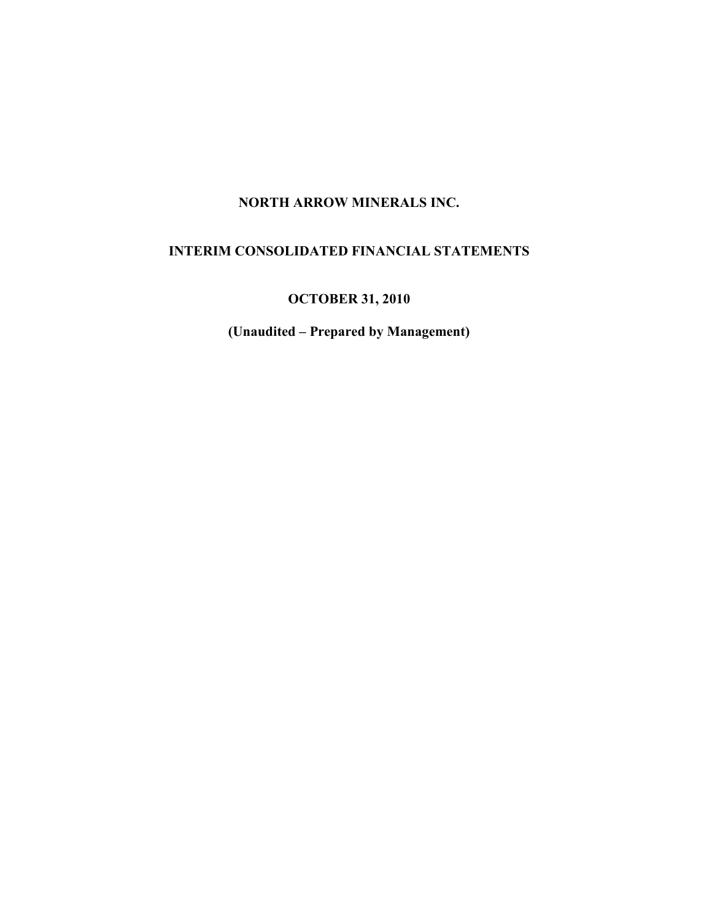# NORTH ARROW MINERALS INC.

## INTERIM CONSOLIDATED FINANCIAL STATEMENTS

## OCTOBER 31, 2010

**(Unaudited – Prepared by Management)**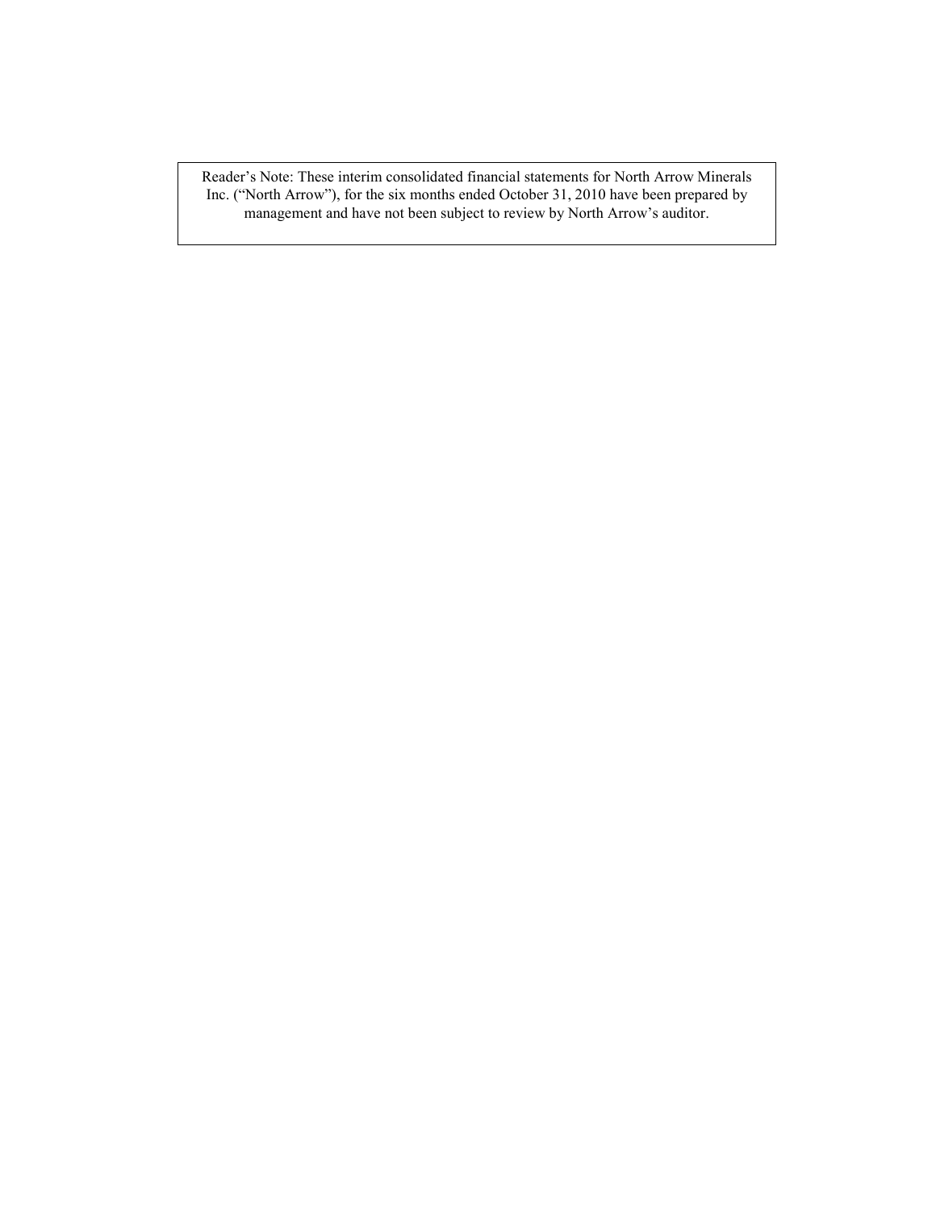Reader’s Note: These interim consolidated financial statements for North Arrow Minerals Inc. (“North Arrow”), for the six months ended October 31, 2010 have been prepared by management and have not been subject to review by North Arrow’s auditor.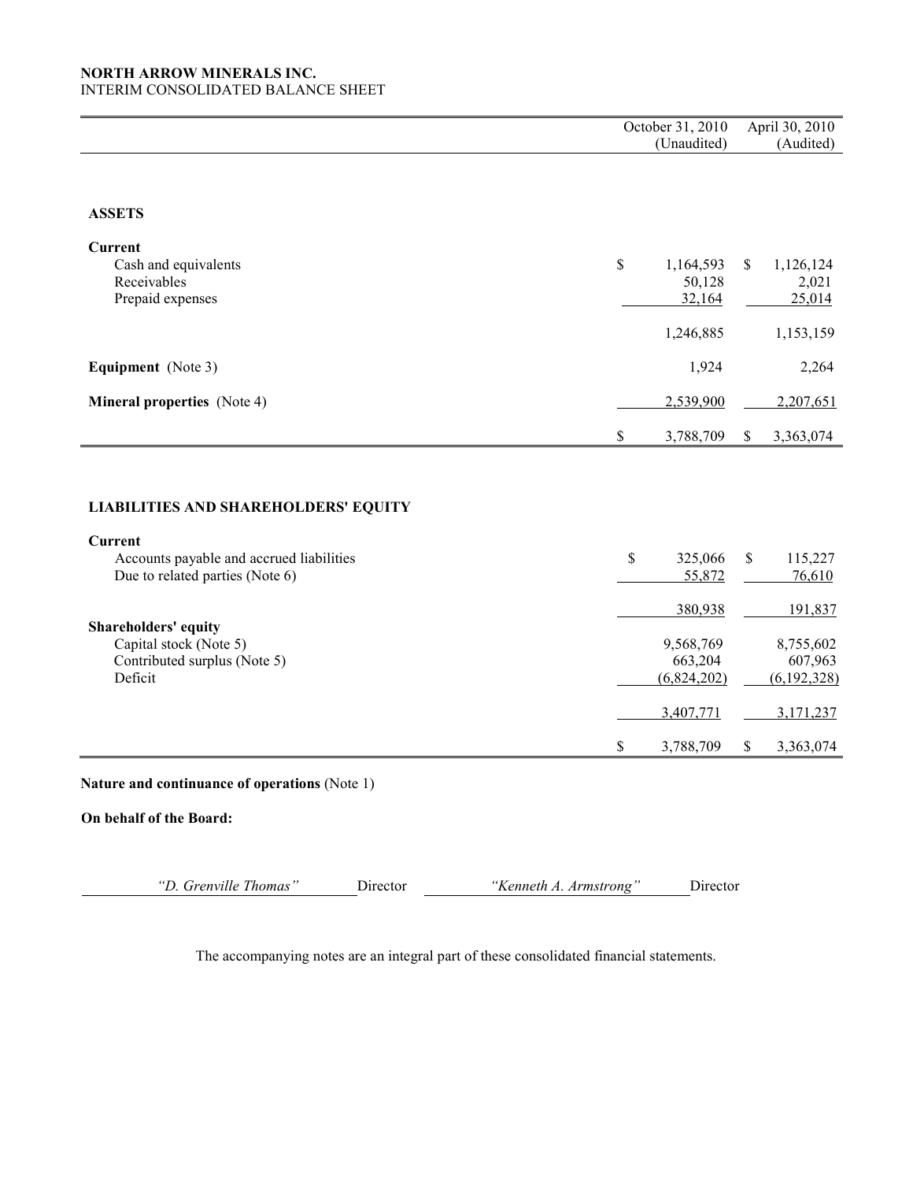**NORTH ARROW MINERALS INC.**
INTERIM CONSOLIDATED BALANCE SHEET

| | October 31, 2010 (Unaudited) | April 30, 2010 (Audited) |
|---|---|---|
| **ASSETS** | | |
| **Current** | | |
| Cash and equivalents | $ 1,164,593 | $ 1,126,124 |
| Receivables | 50,128 | 2,021 |
| Prepaid expenses | 32,164 | 25,014 |
| | 1,246,885 | 1,153,159 |
| **Equipment** (Note 3) | 1,924 | 2,264 |
| **Mineral properties** (Note 4) | 2,539,900 | 2,207,651 |
| | $ 3,788,709 | $ 3,363,074 |
| **LIABILITIES AND SHAREHOLDERS' EQUITY** | | |
| **Current** | | |
| Accounts payable and accrued liabilities | $ 325,066 | $ 115,227 |
| Due to related parties (Note 6) | 55,872 | 76,610 |
| | 380,938 | 191,837 |
| **Shareholders' equity** | | |
| Capital stock (Note 5) | 9,568,769 | 8,755,602 |
| Contributed surplus (Note 5) | 663,204 | 607,963 |
| Deficit | (6,824,202) | (6,192,328) |
| | 3,407,771 | 3,171,237 |
| | $ 3,788,709 | $ 3,363,074 |

**Nature and continuance of operations** (Note 1)

**On behalf of the Board:**

*"D. Grenville Thomas"* Director *"Kenneth A. Armstrong"* Director

The accompanying notes are an integral part of these consolidated financial statements.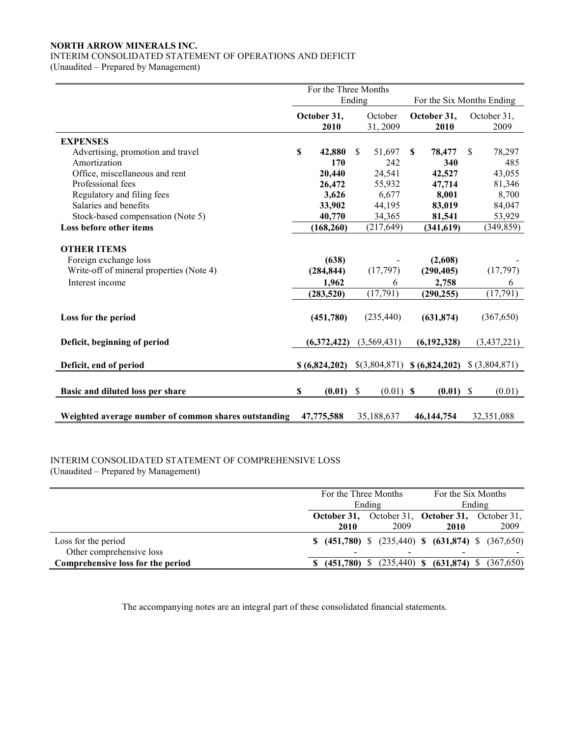**NORTH ARROW MINERALS INC.**

INTERIM CONSOLIDATED STATEMENT OF OPERATIONS AND DEFICIT

(Unaudited – Prepared by Management)

| | For the Three Months Ending | | For the Six Months Ending | |
|---|---|---|---|---|
| | **October 31, 2010** | October 31, 2009 | **October 31, 2010** | October 31, 2009 |
| **EXPENSES** | | | | |
| Advertising, promotion and travel | **$ 42,880** | $ 51,697 | **$ 78,477** | $ 78,297 |
| Amortization | **170** | 242 | **340** | 485 |
| Office, miscellaneous and rent | **20,440** | 24,541 | **42,527** | 43,055 |
| Professional fees | **26,472** | 55,932 | **47,714** | 81,346 |
| Regulatory and filing fees | **3,626** | 6,677 | **8,001** | 8,700 |
| Salaries and benefits | **33,902** | 44,195 | **83,019** | 84,047 |
| Stock-based compensation (Note 5) | **40,770** | 34,365 | **81,541** | 53,929 |
| **Loss before other items** | **(168,260)** | (217,649) | **(341,619)** | (349,859) |
| **OTHER ITEMS** | | | | |
| Foreign exchange loss | **(638)** | - | **(2,608)** | - |
| Write-off of mineral properties (Note 4) | **(284,844)** | (17,797) | **(290,405)** | (17,797) |
| Interest income | **1,962** | 6 | **2,758** | 6 |
| | **(283,520)** | (17,791) | **(290,255)** | (17,791) |
| **Loss for the period** | **(451,780)** | (235,440) | **(631,874)** | (367,650) |
| **Deficit, beginning of period** | **(6,372,422)** | (3,569,431) | **(6,192,328)** | (3,437,221) |
| **Deficit, end of period** | **$ (6,824,202)** | $(3,804,871) | **$ (6,824,202)** | $ (3,804,871) |
| **Basic and diluted loss per share** | **$ (0.01)** | $ (0.01) | **$ (0.01)** | $ (0.01) |
| **Weighted average number of common shares outstanding** | **47,775,588** | 35,188,637 | **46,144,754** | 32,351,088 |

INTERIM CONSOLIDATED STATEMENT OF COMPREHENSIVE LOSS

(Unaudited – Prepared by Management)

| | For the Three Months Ending | | For the Six Months Ending | |
|---|---|---|---|---|
| | **October 31, 2010** | October 31, 2009 | **October 31, 2010** | October 31, 2009 |
| Loss for the period | **$ (451,780)** | $ (235,440) | **$ (631,874)** | $ (367,650) |
| Other comprehensive loss | - | - | - | - |
| **Comprehensive loss for the period** | **$ (451,780)** | $ (235,440) | **$ (631,874)** | $ (367,650) |

The accompanying notes are an integral part of these consolidated financial statements.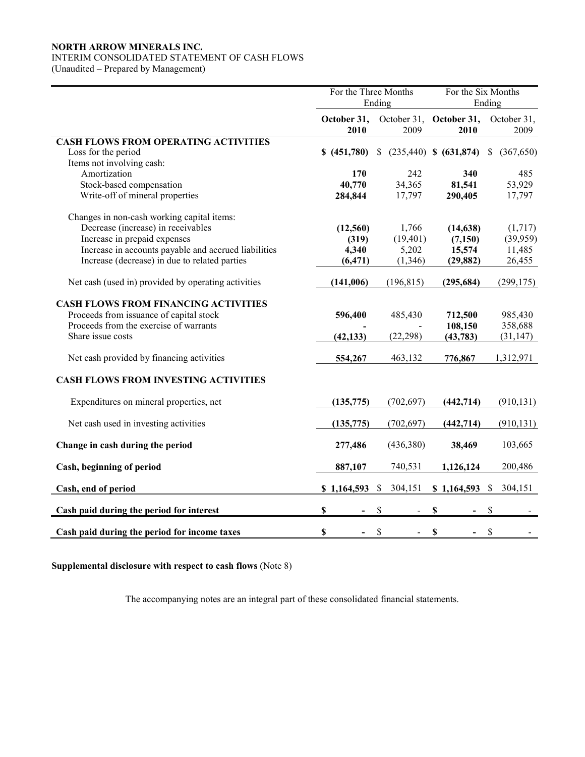**NORTH ARROW MINERALS INC.**
INTERIM CONSOLIDATED STATEMENT OF CASH FLOWS
(Unaudited – Prepared by Management)

| | For the Three Months Ending | | For the Six Months Ending | |
|---|---|---|---|---|
| | **October 31, 2010** | October 31, 2009 | **October 31, 2010** | October 31, 2009 |
| **CASH FLOWS FROM OPERATING ACTIVITIES** | | | | |
| Loss for the period | **$ (451,780)** | $ (235,440) | **$ (631,874)** | $ (367,650) |
| Items not involving cash: | | | | |
| Amortization | **170** | 242 | **340** | 485 |
| Stock-based compensation | **40,770** | 34,365 | **81,541** | 53,929 |
| Write-off of mineral properties | **284,844** | 17,797 | **290,405** | 17,797 |
| Changes in non-cash working capital items: | | | | |
| Decrease (increase) in receivables | **(12,560)** | 1,766 | **(14,638)** | (1,717) |
| Increase in prepaid expenses | **(319)** | (19,401) | **(7,150)** | (39,959) |
| Increase in accounts payable and accrued liabilities | **4,340** | 5,202 | **15,574** | 11,485 |
| Increase (decrease) in due to related parties | **(6,471)** | (1,346) | **(29,882)** | 26,455 |
| Net cash (used in) provided by operating activities | **(141,006)** | (196,815) | **(295,684)** | (299,175) |
| **CASH FLOWS FROM FINANCING ACTIVITIES** | | | | |
| Proceeds from issuance of capital stock | **596,400** | 485,430 | **712,500** | 985,430 |
| Proceeds from the exercise of warrants | **-** | - | **108,150** | 358,688 |
| Share issue costs | **(42,133)** | (22,298) | **(43,783)** | (31,147) |
| Net cash provided by financing activities | **554,267** | 463,132 | **776,867** | 1,312,971 |
| **CASH FLOWS FROM INVESTING ACTIVITIES** | | | | |
| Expenditures on mineral properties, net | **(135,775)** | (702,697) | **(442,714)** | (910,131) |
| Net cash used in investing activities | **(135,775)** | (702,697) | **(442,714)** | (910,131) |
| **Change in cash during the period** | **277,486** | (436,380) | **38,469** | 103,665 |
| **Cash, beginning of period** | **887,107** | 740,531 | **1,126,124** | 200,486 |
| **Cash, end of period** | **$ 1,164,593** | $ 304,151 | **$ 1,164,593** | $ 304,151 |
| **Cash paid during the period for interest** | **$ -** | $ - | **$ -** | $ - |
| **Cash paid during the period for income taxes** | **$ -** | $ - | **$ -** | $ - |

**Supplemental disclosure with respect to cash flows** (Note 8)

The accompanying notes are an integral part of these consolidated financial statements.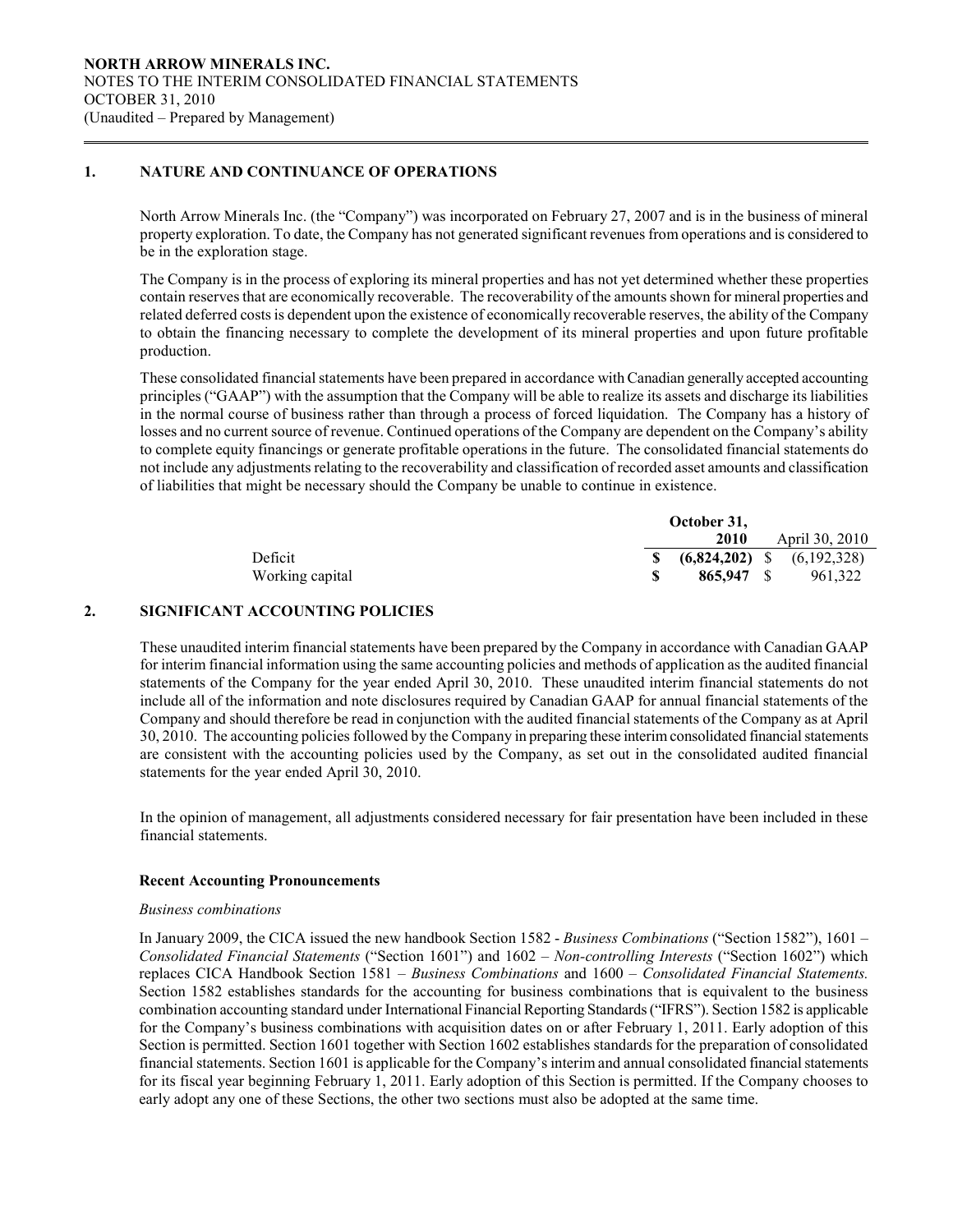**NORTH ARROW MINERALS INC.**
NOTES TO THE INTERIM CONSOLIDATED FINANCIAL STATEMENTS
OCTOBER 31, 2010
(Unaudited – Prepared by Management)

## 1. NATURE AND CONTINUANCE OF OPERATIONS

North Arrow Minerals Inc. (the "Company") was incorporated on February 27, 2007 and is in the business of mineral property exploration. To date, the Company has not generated significant revenues from operations and is considered to be in the exploration stage.

The Company is in the process of exploring its mineral properties and has not yet determined whether these properties contain reserves that are economically recoverable. The recoverability of the amounts shown for mineral properties and related deferred costs is dependent upon the existence of economically recoverable reserves, the ability of the Company to obtain the financing necessary to complete the development of its mineral properties and upon future profitable production.

These consolidated financial statements have been prepared in accordance with Canadian generally accepted accounting principles ("GAAP") with the assumption that the Company will be able to realize its assets and discharge its liabilities in the normal course of business rather than through a process of forced liquidation. The Company has a history of losses and no current source of revenue. Continued operations of the Company are dependent on the Company's ability to complete equity financings or generate profitable operations in the future. The consolidated financial statements do not include any adjustments relating to the recoverability and classification of recorded asset amounts and classification of liabilities that might be necessary should the Company be unable to continue in existence.

| | October 31, 2010 | April 30, 2010 |
|---|---|---|
| Deficit | **$ (6,824,202)** | $ (6,192,328) |
| Working capital | **$ 865,947** | $ 961,322 |

## 2. SIGNIFICANT ACCOUNTING POLICIES

These unaudited interim financial statements have been prepared by the Company in accordance with Canadian GAAP for interim financial information using the same accounting policies and methods of application as the audited financial statements of the Company for the year ended April 30, 2010. These unaudited interim financial statements do not include all of the information and note disclosures required by Canadian GAAP for annual financial statements of the Company and should therefore be read in conjunction with the audited financial statements of the Company as at April 30, 2010. The accounting policies followed by the Company in preparing these interim consolidated financial statements are consistent with the accounting policies used by the Company, as set out in the consolidated audited financial statements for the year ended April 30, 2010.

In the opinion of management, all adjustments considered necessary for fair presentation have been included in these financial statements.

### Recent Accounting Pronouncements

*Business combinations*

In January 2009, the CICA issued the new handbook Section 1582 - *Business Combinations* ("Section 1582"), 1601 – *Consolidated Financial Statements* ("Section 1601") and 1602 – *Non-controlling Interests* ("Section 1602") which replaces CICA Handbook Section 1581 – *Business Combinations* and 1600 – *Consolidated Financial Statements.* Section 1582 establishes standards for the accounting for business combinations that is equivalent to the business combination accounting standard under International Financial Reporting Standards ("IFRS"). Section 1582 is applicable for the Company's business combinations with acquisition dates on or after February 1, 2011. Early adoption of this Section is permitted. Section 1601 together with Section 1602 establishes standards for the preparation of consolidated financial statements. Section 1601 is applicable for the Company's interim and annual consolidated financial statements for its fiscal year beginning February 1, 2011. Early adoption of this Section is permitted. If the Company chooses to early adopt any one of these Sections, the other two sections must also be adopted at the same time.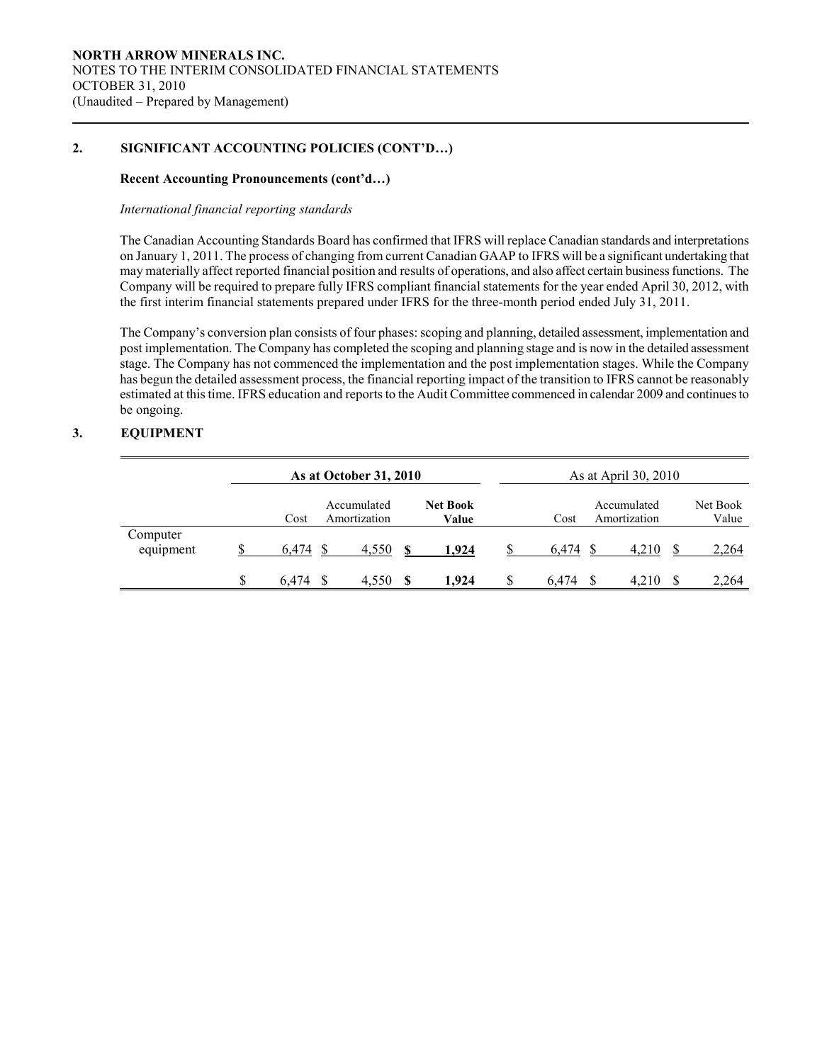## 2. SIGNIFICANT ACCOUNTING POLICIES (CONT'D…)

### Recent Accounting Pronouncements (cont'd…)

*International financial reporting standards*

The Canadian Accounting Standards Board has confirmed that IFRS will replace Canadian standards and interpretations on January 1, 2011. The process of changing from current Canadian GAAP to IFRS will be a significant undertaking that may materially affect reported financial position and results of operations, and also affect certain business functions. The Company will be required to prepare fully IFRS compliant financial statements for the year ended April 30, 2012, with the first interim financial statements prepared under IFRS for the three-month period ended July 31, 2011.

The Company's conversion plan consists of four phases: scoping and planning, detailed assessment, implementation and post implementation. The Company has completed the scoping and planning stage and is now in the detailed assessment stage. The Company has not commenced the implementation and the post implementation stages. While the Company has begun the detailed assessment process, the financial reporting impact of the transition to IFRS cannot be reasonably estimated at this time. IFRS education and reports to the Audit Committee commenced in calendar 2009 and continues to be ongoing.

## 3. EQUIPMENT

| | **As at October 31, 2010** | | | As at April 30, 2010 | | |
|---|---|---|---|---|---|---|
| | Cost | Accumulated Amortization | **Net Book Value** | Cost | Accumulated Amortization | Net Book Value |
| Computer equipment | $ 6,474 | $ 4,550 | **$ 1,924** | $ 6,474 | $ 4,210 | $ 2,264 |
| | $ 6,474 | $ 4,550 | **$ 1,924** | $ 6,474 | $ 4,210 | $ 2,264 |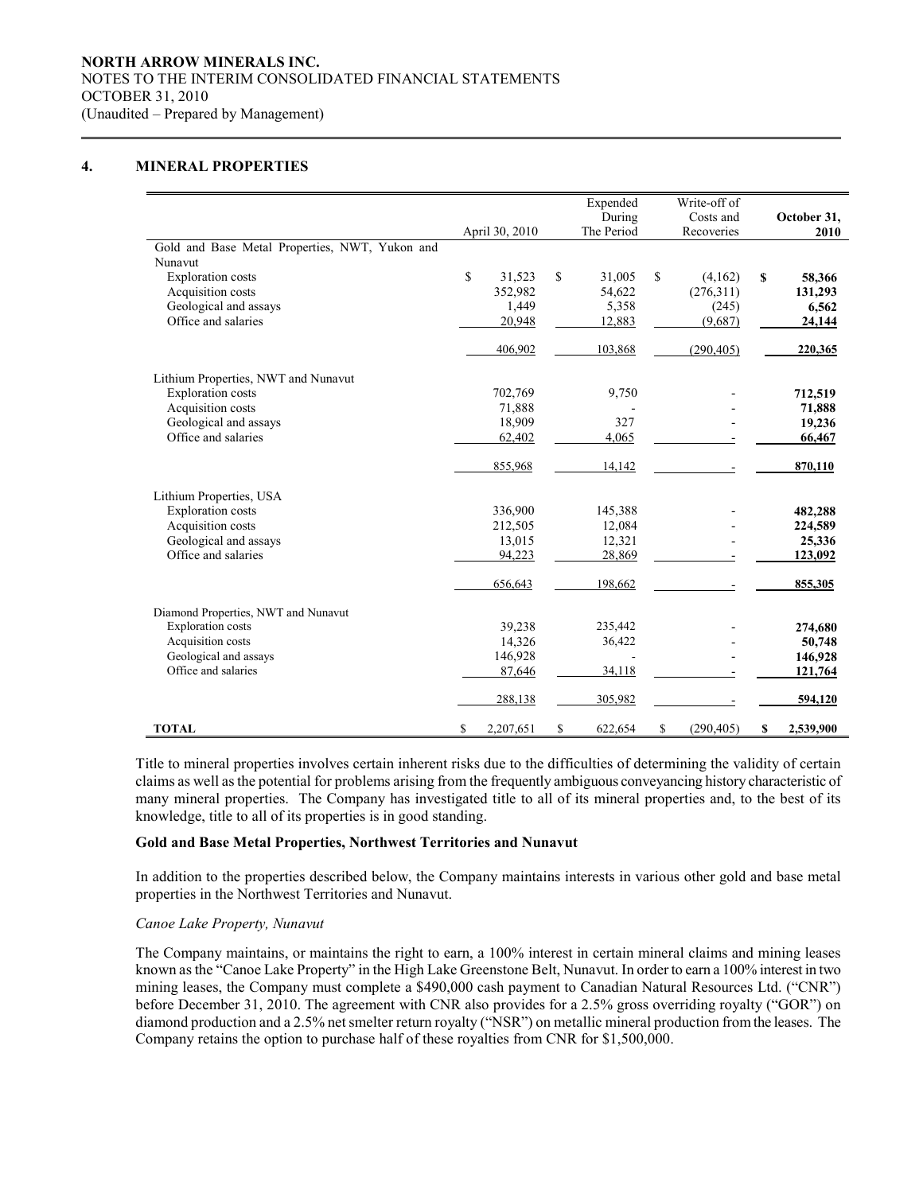NORTH ARROW MINERALS INC.
NOTES TO THE INTERIM CONSOLIDATED FINANCIAL STATEMENTS
OCTOBER 31, 2010
(Unaudited – Prepared by Management)

## 4. MINERAL PROPERTIES

| | April 30, 2010 | Expended During The Period | Write-off of Costs and Recoveries | October 31, 2010 |
|---|---|---|---|---|
| Gold and Base Metal Properties, NWT, Yukon and Nunavut | | | | |
| Exploration costs | $ 31,523 | $ 31,005 | $ (4,162) | **$ 58,366** |
| Acquisition costs | 352,982 | 54,622 | (276,311) | **131,293** |
| Geological and assays | 1,449 | 5,358 | (245) | **6,562** |
| Office and salaries | 20,948 | 12,883 | (9,687) | **24,144** |
| | 406,902 | 103,868 | (290,405) | **220,365** |
| Lithium Properties, NWT and Nunavut | | | | |
| Exploration costs | 702,769 | 9,750 | - | **712,519** |
| Acquisition costs | 71,888 | - | - | **71,888** |
| Geological and assays | 18,909 | 327 | - | **19,236** |
| Office and salaries | 62,402 | 4,065 | - | **66,467** |
| | 855,968 | 14,142 | - | **870,110** |
| Lithium Properties, USA | | | | |
| Exploration costs | 336,900 | 145,388 | - | **482,288** |
| Acquisition costs | 212,505 | 12,084 | - | **224,589** |
| Geological and assays | 13,015 | 12,321 | - | **25,336** |
| Office and salaries | 94,223 | 28,869 | - | **123,092** |
| | 656,643 | 198,662 | - | **855,305** |
| Diamond Properties, NWT and Nunavut | | | | |
| Exploration costs | 39,238 | 235,442 | - | **274,680** |
| Acquisition costs | 14,326 | 36,422 | - | **50,748** |
| Geological and assays | 146,928 | - | - | **146,928** |
| Office and salaries | 87,646 | 34,118 | - | **121,764** |
| | 288,138 | 305,982 | - | **594,120** |
| **TOTAL** | $ 2,207,651 | $ 622,654 | $ (290,405) | **$ 2,539,900** |

Title to mineral properties involves certain inherent risks due to the difficulties of determining the validity of certain claims as well as the potential for problems arising from the frequently ambiguous conveyancing history characteristic of many mineral properties. The Company has investigated title to all of its mineral properties and, to the best of its knowledge, title to all of its properties is in good standing.

### Gold and Base Metal Properties, Northwest Territories and Nunavut

In addition to the properties described below, the Company maintains interests in various other gold and base metal properties in the Northwest Territories and Nunavut.

*Canoe Lake Property, Nunavut*

The Company maintains, or maintains the right to earn, a 100% interest in certain mineral claims and mining leases known as the "Canoe Lake Property" in the High Lake Greenstone Belt, Nunavut. In order to earn a 100% interest in two mining leases, the Company must complete a $490,000 cash payment to Canadian Natural Resources Ltd. ("CNR") before December 31, 2010. The agreement with CNR also provides for a 2.5% gross overriding royalty ("GOR") on diamond production and a 2.5% net smelter return royalty ("NSR") on metallic mineral production from the leases. The Company retains the option to purchase half of these royalties from CNR for $1,500,000.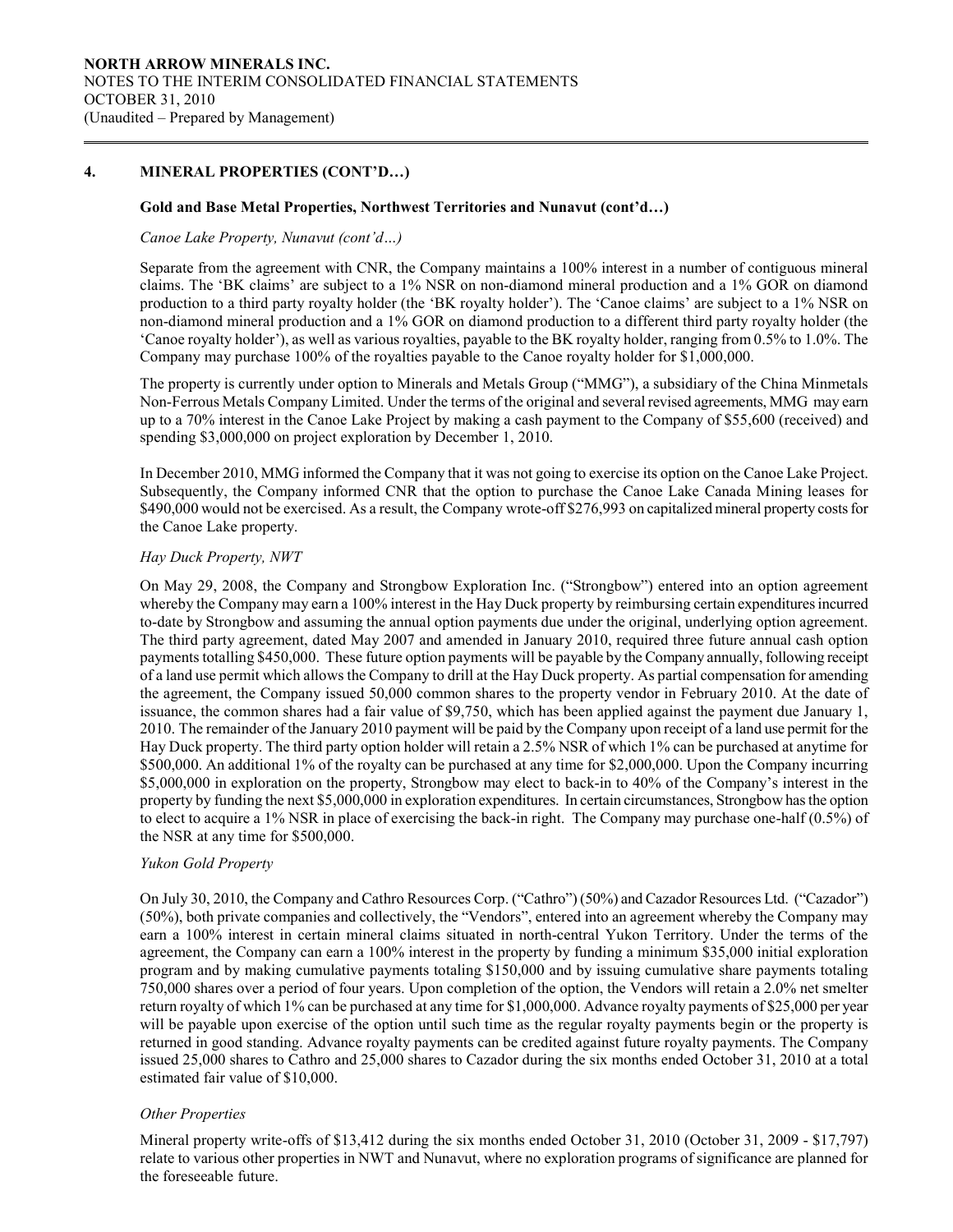## 4. MINERAL PROPERTIES (CONT'D…)

### Gold and Base Metal Properties, Northwest Territories and Nunavut (cont'd…)

*Canoe Lake Property, Nunavut (cont'd…)*

Separate from the agreement with CNR, the Company maintains a 100% interest in a number of contiguous mineral claims. The 'BK claims' are subject to a 1% NSR on non-diamond mineral production and a 1% GOR on diamond production to a third party royalty holder (the 'BK royalty holder'). The 'Canoe claims' are subject to a 1% NSR on non-diamond mineral production and a 1% GOR on diamond production to a different third party royalty holder (the 'Canoe royalty holder'), as well as various royalties, payable to the BK royalty holder, ranging from 0.5% to 1.0%. The Company may purchase 100% of the royalties payable to the Canoe royalty holder for $1,000,000.

The property is currently under option to Minerals and Metals Group ("MMG"), a subsidiary of the China Minmetals Non-Ferrous Metals Company Limited. Under the terms of the original and several revised agreements, MMG may earn up to a 70% interest in the Canoe Lake Project by making a cash payment to the Company of $55,600 (received) and spending $3,000,000 on project exploration by December 1, 2010.

In December 2010, MMG informed the Company that it was not going to exercise its option on the Canoe Lake Project. Subsequently, the Company informed CNR that the option to purchase the Canoe Lake Canada Mining leases for $490,000 would not be exercised. As a result, the Company wrote-off $276,993 on capitalized mineral property costs for the Canoe Lake property.

*Hay Duck Property, NWT*

On May 29, 2008, the Company and Strongbow Exploration Inc. ("Strongbow") entered into an option agreement whereby the Company may earn a 100% interest in the Hay Duck property by reimbursing certain expenditures incurred to-date by Strongbow and assuming the annual option payments due under the original, underlying option agreement. The third party agreement, dated May 2007 and amended in January 2010, required three future annual cash option payments totalling $450,000. These future option payments will be payable by the Company annually, following receipt of a land use permit which allows the Company to drill at the Hay Duck property. As partial compensation for amending the agreement, the Company issued 50,000 common shares to the property vendor in February 2010. At the date of issuance, the common shares had a fair value of $9,750, which has been applied against the payment due January 1, 2010. The remainder of the January 2010 payment will be paid by the Company upon receipt of a land use permit for the Hay Duck property. The third party option holder will retain a 2.5% NSR of which 1% can be purchased at anytime for $500,000. An additional 1% of the royalty can be purchased at any time for $2,000,000. Upon the Company incurring $5,000,000 in exploration on the property, Strongbow may elect to back-in to 40% of the Company's interest in the property by funding the next $5,000,000 in exploration expenditures. In certain circumstances, Strongbow has the option to elect to acquire a 1% NSR in place of exercising the back-in right. The Company may purchase one-half (0.5%) of the NSR at any time for $500,000.

*Yukon Gold Property*

On July 30, 2010, the Company and Cathro Resources Corp. ("Cathro") (50%) and Cazador Resources Ltd. ("Cazador") (50%), both private companies and collectively, the "Vendors", entered into an agreement whereby the Company may earn a 100% interest in certain mineral claims situated in north-central Yukon Territory. Under the terms of the agreement, the Company can earn a 100% interest in the property by funding a minimum $35,000 initial exploration program and by making cumulative payments totaling $150,000 and by issuing cumulative share payments totaling 750,000 shares over a period of four years. Upon completion of the option, the Vendors will retain a 2.0% net smelter return royalty of which 1% can be purchased at any time for $1,000,000. Advance royalty payments of $25,000 per year will be payable upon exercise of the option until such time as the regular royalty payments begin or the property is returned in good standing. Advance royalty payments can be credited against future royalty payments. The Company issued 25,000 shares to Cathro and 25,000 shares to Cazador during the six months ended October 31, 2010 at a total estimated fair value of $10,000.

*Other Properties*

Mineral property write-offs of $13,412 during the six months ended October 31, 2010 (October 31, 2009 - $17,797) relate to various other properties in NWT and Nunavut, where no exploration programs of significance are planned for the foreseeable future.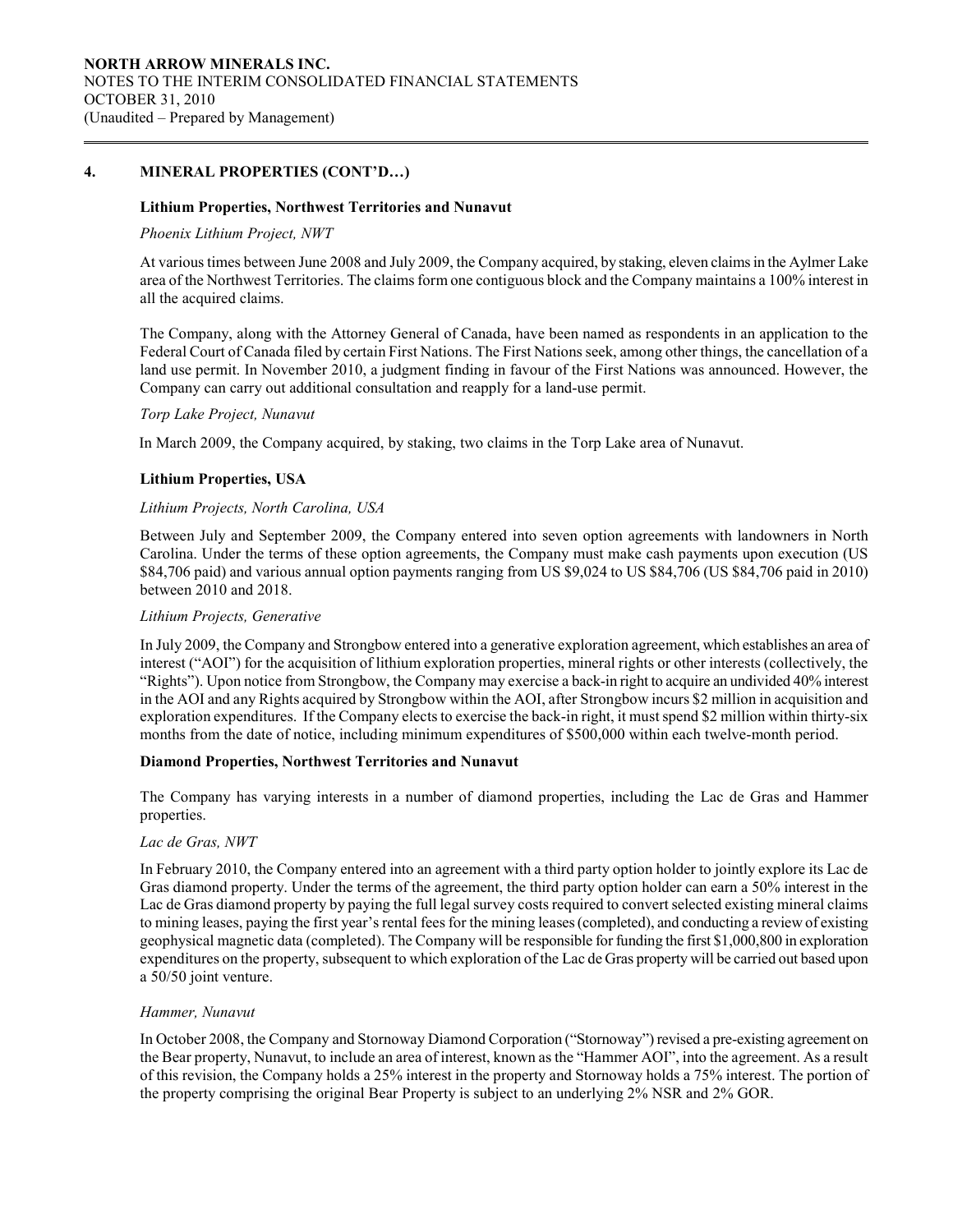## 4. MINERAL PROPERTIES (CONT'D…)

### Lithium Properties, Northwest Territories and Nunavut

*Phoenix Lithium Project, NWT*

At various times between June 2008 and July 2009, the Company acquired, by staking, eleven claims in the Aylmer Lake area of the Northwest Territories. The claims form one contiguous block and the Company maintains a 100% interest in all the acquired claims.

The Company, along with the Attorney General of Canada, have been named as respondents in an application to the Federal Court of Canada filed by certain First Nations. The First Nations seek, among other things, the cancellation of a land use permit. In November 2010, a judgment finding in favour of the First Nations was announced. However, the Company can carry out additional consultation and reapply for a land-use permit.

*Torp Lake Project, Nunavut*

In March 2009, the Company acquired, by staking, two claims in the Torp Lake area of Nunavut.

### Lithium Properties, USA

*Lithium Projects, North Carolina, USA*

Between July and September 2009, the Company entered into seven option agreements with landowners in North Carolina. Under the terms of these option agreements, the Company must make cash payments upon execution (US \$84,706 paid) and various annual option payments ranging from US \$9,024 to US \$84,706 (US \$84,706 paid in 2010) between 2010 and 2018.

*Lithium Projects, Generative*

In July 2009, the Company and Strongbow entered into a generative exploration agreement, which establishes an area of interest ("AOI") for the acquisition of lithium exploration properties, mineral rights or other interests (collectively, the "Rights"). Upon notice from Strongbow, the Company may exercise a back-in right to acquire an undivided 40% interest in the AOI and any Rights acquired by Strongbow within the AOI, after Strongbow incurs \$2 million in acquisition and exploration expenditures. If the Company elects to exercise the back-in right, it must spend \$2 million within thirty-six months from the date of notice, including minimum expenditures of \$500,000 within each twelve-month period.

### Diamond Properties, Northwest Territories and Nunavut

The Company has varying interests in a number of diamond properties, including the Lac de Gras and Hammer properties.

*Lac de Gras, NWT*

In February 2010, the Company entered into an agreement with a third party option holder to jointly explore its Lac de Gras diamond property. Under the terms of the agreement, the third party option holder can earn a 50% interest in the Lac de Gras diamond property by paying the full legal survey costs required to convert selected existing mineral claims to mining leases, paying the first year's rental fees for the mining leases (completed), and conducting a review of existing geophysical magnetic data (completed). The Company will be responsible for funding the first \$1,000,800 in exploration expenditures on the property, subsequent to which exploration of the Lac de Gras property will be carried out based upon a 50/50 joint venture.

*Hammer, Nunavut*

In October 2008, the Company and Stornoway Diamond Corporation ("Stornoway") revised a pre-existing agreement on the Bear property, Nunavut, to include an area of interest, known as the "Hammer AOI", into the agreement. As a result of this revision, the Company holds a 25% interest in the property and Stornoway holds a 75% interest. The portion of the property comprising the original Bear Property is subject to an underlying 2% NSR and 2% GOR.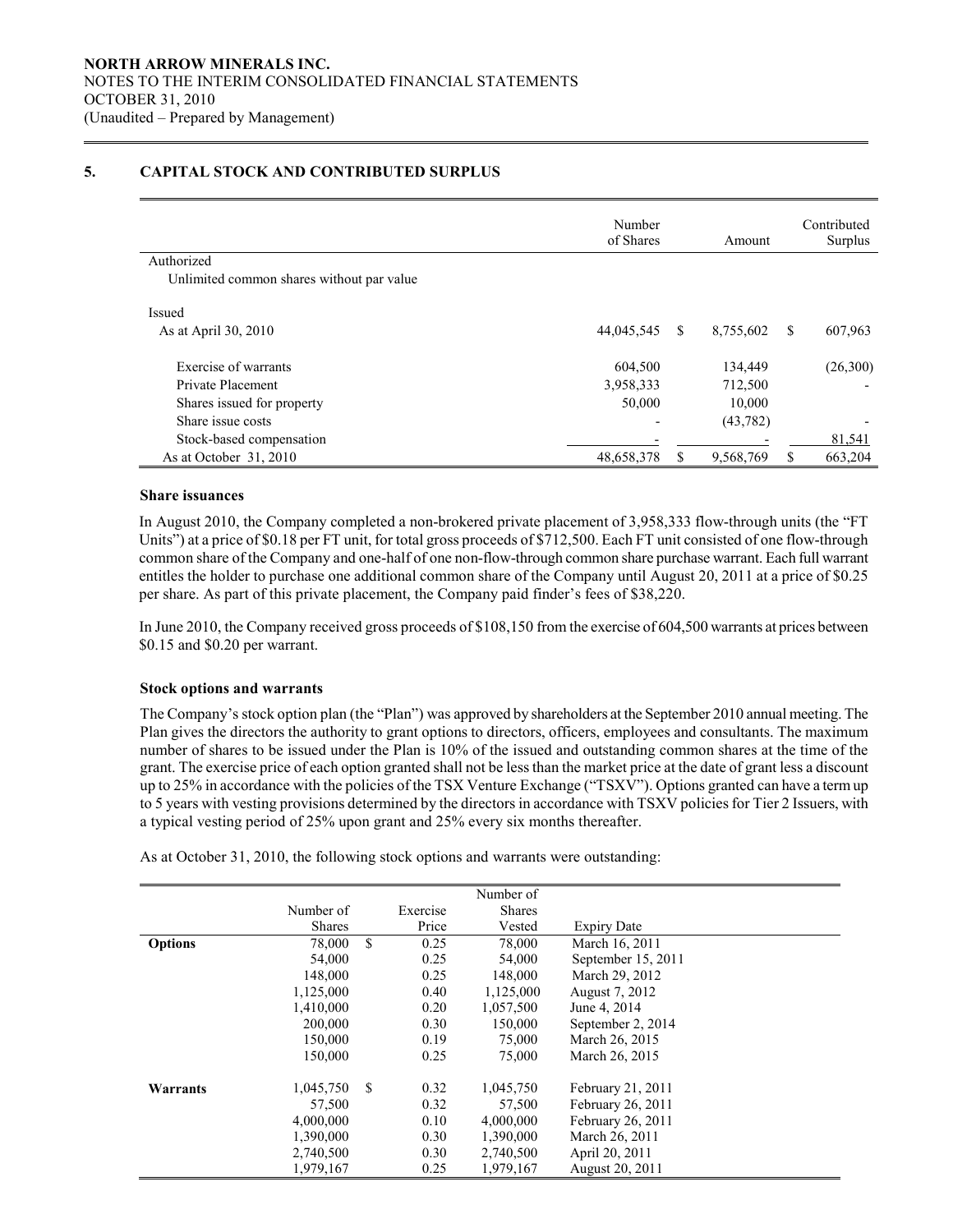# 5. CAPITAL STOCK AND CONTRIBUTED SURPLUS

| | Number of Shares | Amount | Contributed Surplus |
|---|---|---|---|
| Authorized | | | |
| Unlimited common shares without par value | | | |
| Issued | | | |
| As at April 30, 2010 | 44,045,545 | $ 8,755,602 | $ 607,963 |
| Exercise of warrants | 604,500 | 134,449 | (26,300) |
| Private Placement | 3,958,333 | 712,500 | - |
| Shares issued for property | 50,000 | 10,000 | |
| Share issue costs | - | (43,782) | - |
| Stock-based compensation | - | - | 81,541 |
| As at October 31, 2010 | 48,658,378 | $ 9,568,769 | $ 663,204 |

### Share issuances

In August 2010, the Company completed a non-brokered private placement of 3,958,333 flow-through units (the "FT Units") at a price of $0.18 per FT unit, for total gross proceeds of $712,500. Each FT unit consisted of one flow-through common share of the Company and one-half of one non-flow-through common share purchase warrant. Each full warrant entitles the holder to purchase one additional common share of the Company until August 20, 2011 at a price of $0.25 per share. As part of this private placement, the Company paid finder's fees of $38,220.

In June 2010, the Company received gross proceeds of $108,150 from the exercise of 604,500 warrants at prices between $0.15 and $0.20 per warrant.

### Stock options and warrants

The Company's stock option plan (the "Plan") was approved by shareholders at the September 2010 annual meeting. The Plan gives the directors the authority to grant options to directors, officers, employees and consultants. The maximum number of shares to be issued under the Plan is 10% of the issued and outstanding common shares at the time of the grant. The exercise price of each option granted shall not be less than the market price at the date of grant less a discount up to 25% in accordance with the policies of the TSX Venture Exchange ("TSXV"). Options granted can have a term up to 5 years with vesting provisions determined by the directors in accordance with TSXV policies for Tier 2 Issuers, with a typical vesting period of 25% upon grant and 25% every six months thereafter.

As at October 31, 2010, the following stock options and warrants were outstanding:

| | Number of Shares | Exercise Price | Number of Shares Vested | Expiry Date |
|---|---|---|---|---|
| **Options** | 78,000 | $ 0.25 | 78,000 | March 16, 2011 |
| | 54,000 | 0.25 | 54,000 | September 15, 2011 |
| | 148,000 | 0.25 | 148,000 | March 29, 2012 |
| | 1,125,000 | 0.40 | 1,125,000 | August 7, 2012 |
| | 1,410,000 | 0.20 | 1,057,500 | June 4, 2014 |
| | 200,000 | 0.30 | 150,000 | September 2, 2014 |
| | 150,000 | 0.19 | 75,000 | March 26, 2015 |
| | 150,000 | 0.25 | 75,000 | March 26, 2015 |
| **Warrants** | 1,045,750 | $ 0.32 | 1,045,750 | February 21, 2011 |
| | 57,500 | 0.32 | 57,500 | February 26, 2011 |
| | 4,000,000 | 0.10 | 4,000,000 | February 26, 2011 |
| | 1,390,000 | 0.30 | 1,390,000 | March 26, 2011 |
| | 2,740,500 | 0.30 | 2,740,500 | April 20, 2011 |
| | 1,979,167 | 0.25 | 1,979,167 | August 20, 2011 |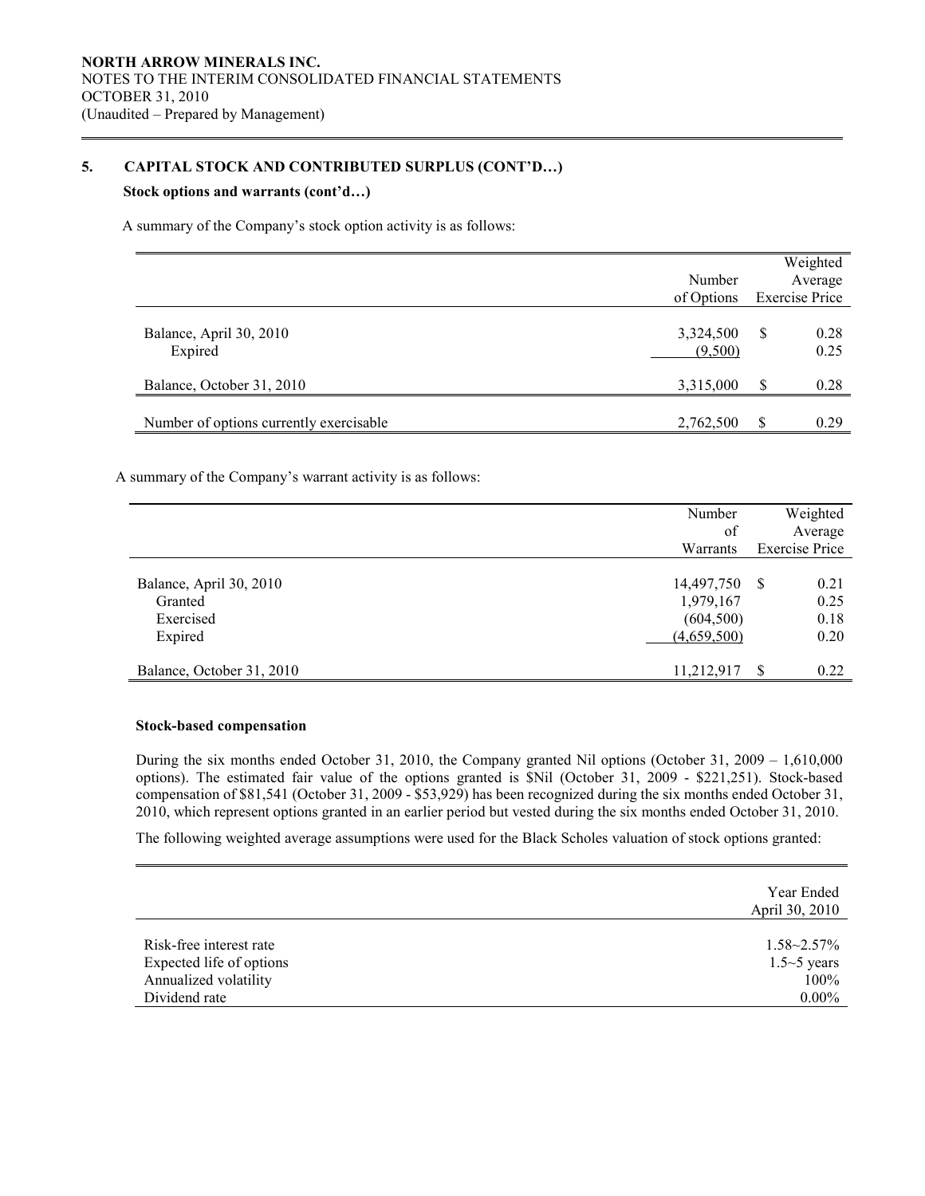## 5. CAPITAL STOCK AND CONTRIBUTED SURPLUS (CONT'D…)

**Stock options and warrants (cont'd…)**

A summary of the Company's stock option activity is as follows:

| | Number of Options | Weighted Average Exercise Price |
|---|---|---|
| Balance, April 30, 2010 | 3,324,500 | $ 0.28 |
| Expired | (9,500) | 0.25 |
| Balance, October 31, 2010 | 3,315,000 | $ 0.28 |
| Number of options currently exercisable | 2,762,500 | $ 0.29 |

A summary of the Company's warrant activity is as follows:

| | Number of Warrants | Weighted Average Exercise Price |
|---|---|---|
| Balance, April 30, 2010 | 14,497,750 | $ 0.21 |
| Granted | 1,979,167 | 0.25 |
| Exercised | (604,500) | 0.18 |
| Expired | (4,659,500) | 0.20 |
| Balance, October 31, 2010 | 11,212,917 | $ 0.22 |

**Stock-based compensation**

During the six months ended October 31, 2010, the Company granted Nil options (October 31, 2009 – 1,610,000 options). The estimated fair value of the options granted is $Nil (October 31, 2009 - $221,251). Stock-based compensation of $81,541 (October 31, 2009 - $53,929) has been recognized during the six months ended October 31, 2010, which represent options granted in an earlier period but vested during the six months ended October 31, 2010.

The following weighted average assumptions were used for the Black Scholes valuation of stock options granted:

| | Year Ended April 30, 2010 |
|---|---|
| Risk-free interest rate | 1.58~2.57% |
| Expected life of options | 1.5~5 years |
| Annualized volatility | 100% |
| Dividend rate | 0.00% |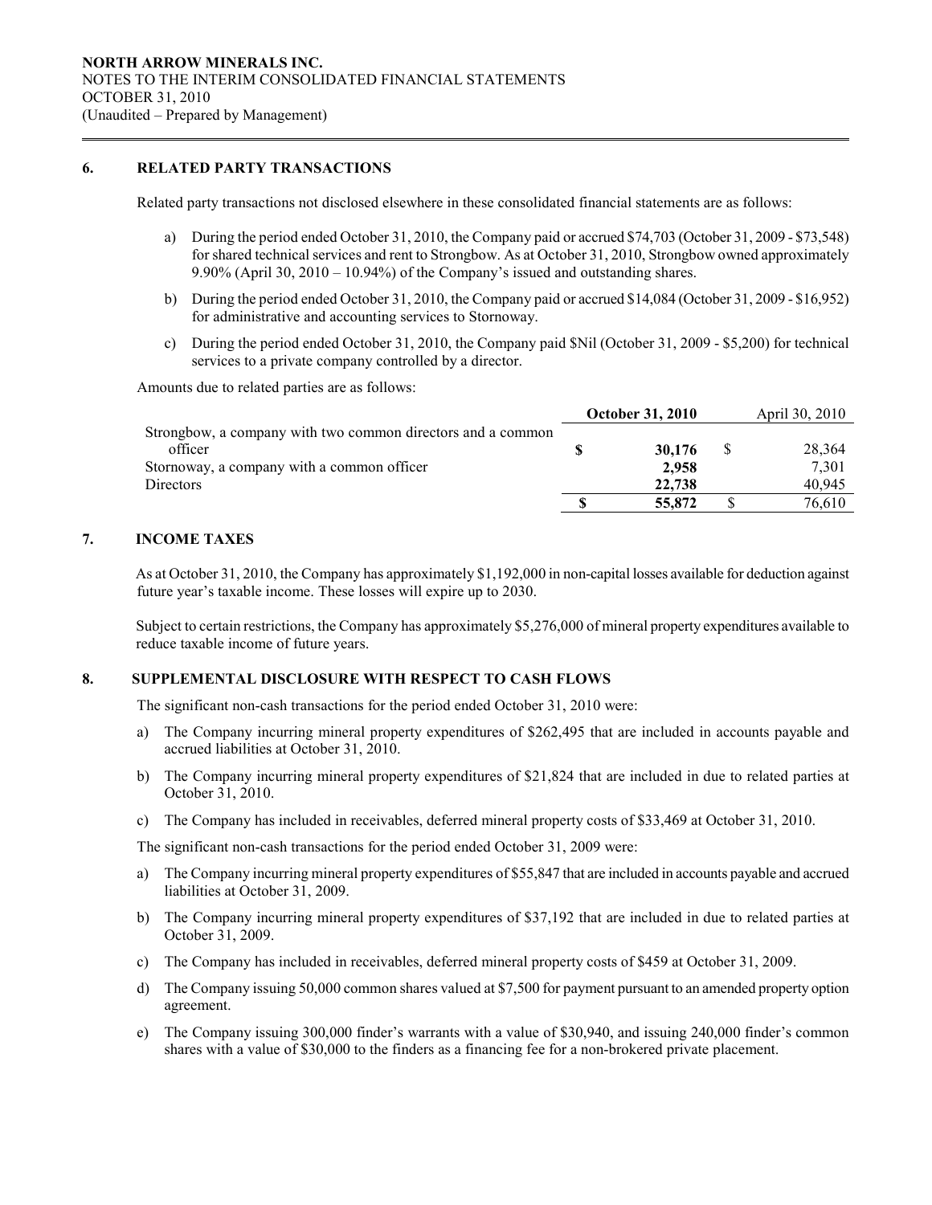**NORTH ARROW MINERALS INC.**
NOTES TO THE INTERIM CONSOLIDATED FINANCIAL STATEMENTS
OCTOBER 31, 2010
(Unaudited – Prepared by Management)

## 6. RELATED PARTY TRANSACTIONS

Related party transactions not disclosed elsewhere in these consolidated financial statements are as follows:

a) During the period ended October 31, 2010, the Company paid or accrued $74,703 (October 31, 2009 - $73,548) for shared technical services and rent to Strongbow. As at October 31, 2010, Strongbow owned approximately 9.90% (April 30, 2010 – 10.94%) of the Company's issued and outstanding shares.

b) During the period ended October 31, 2010, the Company paid or accrued $14,084 (October 31, 2009 - $16,952) for administrative and accounting services to Stornoway.

c) During the period ended October 31, 2010, the Company paid $Nil (October 31, 2009 - $5,200) for technical services to a private company controlled by a director.

Amounts due to related parties are as follows:

| | October 31, 2010 | April 30, 2010 |
|---|---|---|
| Strongbow, a company with two common directors and a common officer | $ 30,176 | $ 28,364 |
| Stornoway, a company with a common officer | 2,958 | 7,301 |
| Directors | 22,738 | 40,945 |
| | $ 55,872 | $ 76,610 |

## 7. INCOME TAXES

As at October 31, 2010, the Company has approximately $1,192,000 in non-capital losses available for deduction against future year's taxable income. These losses will expire up to 2030.

Subject to certain restrictions, the Company has approximately $5,276,000 of mineral property expenditures available to reduce taxable income of future years.

## 8. SUPPLEMENTAL DISCLOSURE WITH RESPECT TO CASH FLOWS

The significant non-cash transactions for the period ended October 31, 2010 were:

a) The Company incurring mineral property expenditures of $262,495 that are included in accounts payable and accrued liabilities at October 31, 2010.

b) The Company incurring mineral property expenditures of $21,824 that are included in due to related parties at October 31, 2010.

c) The Company has included in receivables, deferred mineral property costs of $33,469 at October 31, 2010.

The significant non-cash transactions for the period ended October 31, 2009 were:

a) The Company incurring mineral property expenditures of $55,847 that are included in accounts payable and accrued liabilities at October 31, 2009.

b) The Company incurring mineral property expenditures of $37,192 that are included in due to related parties at October 31, 2009.

c) The Company has included in receivables, deferred mineral property costs of $459 at October 31, 2009.

d) The Company issuing 50,000 common shares valued at $7,500 for payment pursuant to an amended property option agreement.

e) The Company issuing 300,000 finder's warrants with a value of $30,940, and issuing 240,000 finder's common shares with a value of $30,000 to the finders as a financing fee for a non-brokered private placement.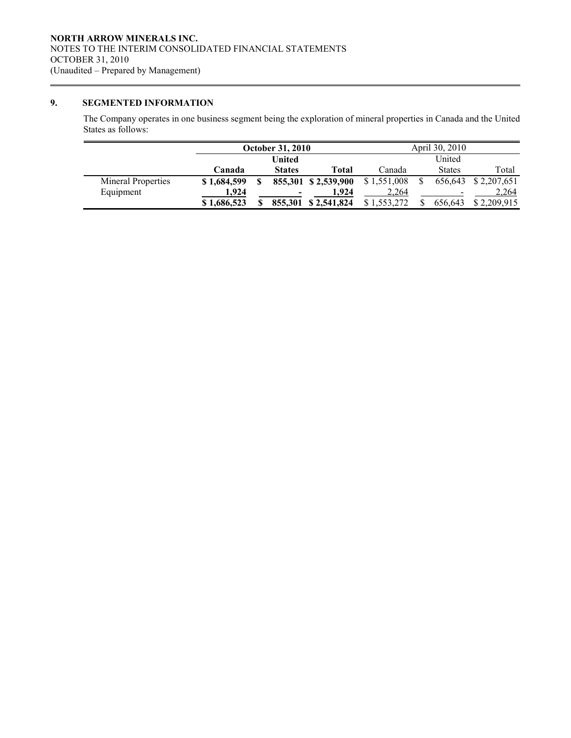**NORTH ARROW MINERALS INC.**
NOTES TO THE INTERIM CONSOLIDATED FINANCIAL STATEMENTS
OCTOBER 31, 2010
(Unaudited – Prepared by Management)

## 9. SEGMENTED INFORMATION

The Company operates in one business segment being the exploration of mineral properties in Canada and the United States as follows:

| | **October 31, 2010** | | | April 30, 2010 | | |
|---|---|---|---|---|---|---|
| | **Canada** | **United States** | **Total** | Canada | United States | Total |
| Mineral Properties | **$ 1,684,599** | **$ 855,301** | **$ 2,539,900** | $ 1,551,008 | $ 656,643 | $ 2,207,651 |
| Equipment | **1,924** | **-** | **1,924** | 2,264 | - | 2,264 |
| | **$ 1,686,523** | **$ 855,301** | **$ 2,541,824** | $ 1,553,272 | $ 656,643 | $ 2,209,915 |